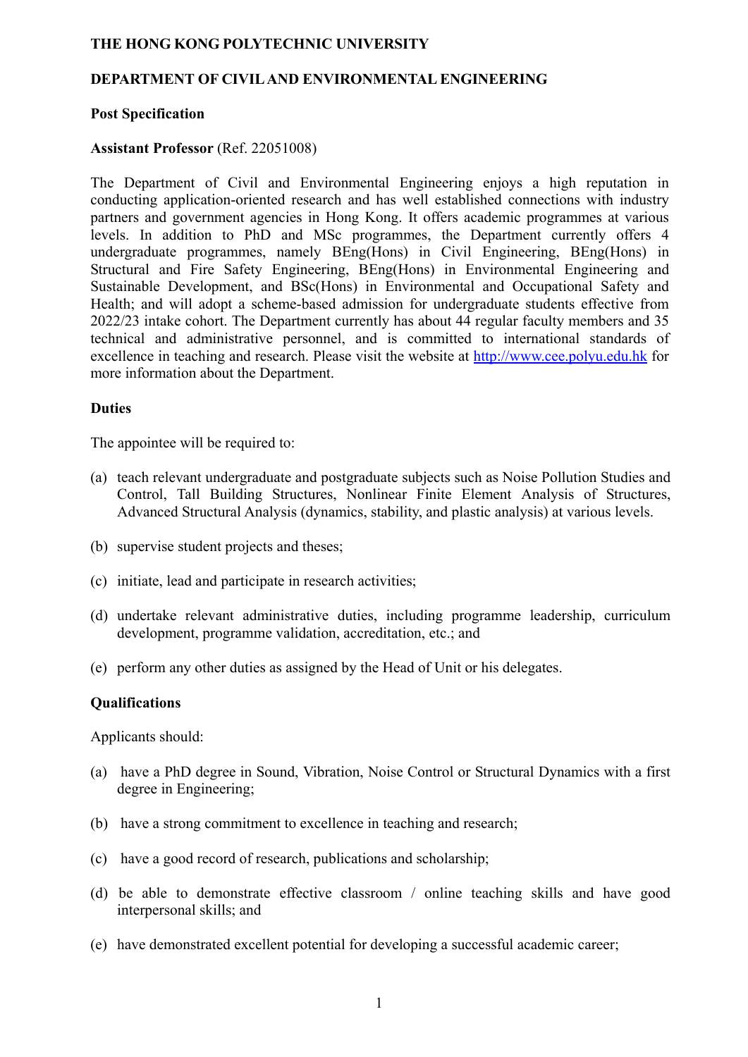**THE HONG KONG POLYTECHNIC UNIVERSITY**

**DEPARTMENT OF CIVIL AND ENVIRONMENTAL ENGINEERING**

**Post Specification**

**Assistant Professor** (Ref. 22051008)

The Department of Civil and Environmental Engineering enjoys a high reputation in conducting application-oriented research and has well established connections with industry partners and government agencies in Hong Kong. It offers academic programmes at various levels. In addition to PhD and MSc programmes, the Department currently offers 4 undergraduate programmes, namely BEng(Hons) in Civil Engineering, BEng(Hons) in Structural and Fire Safety Engineering, BEng(Hons) in Environmental Engineering and Sustainable Development, and BSc(Hons) in Environmental and Occupational Safety and Health; and will adopt a scheme-based admission for undergraduate students effective from 2022/23 intake cohort. The Department currently has about 44 regular faculty members and 35 technical and administrative personnel, and is committed to international standards of excellence in teaching and research. Please visit the website at http://www.cee.polyu.edu.hk for more information about the Department.

**Duties**

The appointee will be required to:

(a) teach relevant undergraduate and postgraduate subjects such as Noise Pollution Studies and Control, Tall Building Structures, Nonlinear Finite Element Analysis of Structures, Advanced Structural Analysis (dynamics, stability, and plastic analysis) at various levels.

(b) supervise student projects and theses;

(c) initiate, lead and participate in research activities;

(d) undertake relevant administrative duties, including programme leadership, curriculum development, programme validation, accreditation, etc.; and

(e) perform any other duties as assigned by the Head of Unit or his delegates.

**Qualifications**

Applicants should:

(a) have a PhD degree in Sound, Vibration, Noise Control or Structural Dynamics with a first degree in Engineering;

(b) have a strong commitment to excellence in teaching and research;

(c) have a good record of research, publications and scholarship;

(d) be able to demonstrate effective classroom / online teaching skills and have good interpersonal skills; and

(e) have demonstrated excellent potential for developing a successful academic career;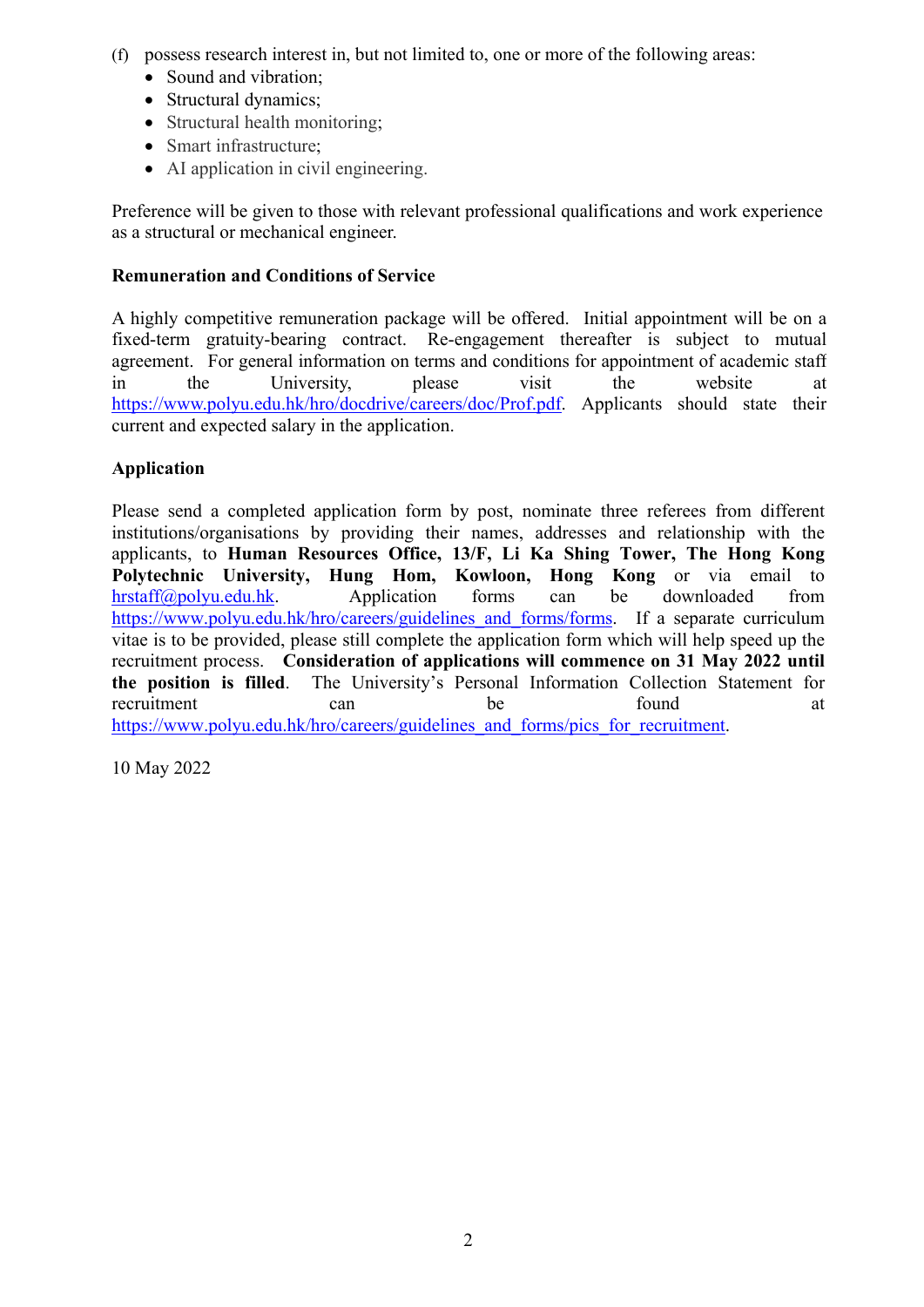(f) possess research interest in, but not limited to, one or more of the following areas:
- Sound and vibration;
- Structural dynamics;
- Structural health monitoring;
- Smart infrastructure;
- AI application in civil engineering.

Preference will be given to those with relevant professional qualifications and work experience as a structural or mechanical engineer.

**Remuneration and Conditions of Service**

A highly competitive remuneration package will be offered. Initial appointment will be on a fixed-term gratuity-bearing contract. Re-engagement thereafter is subject to mutual agreement. For general information on terms and conditions for appointment of academic staff in the University, please visit the website at https://www.polyu.edu.hk/hro/docdrive/careers/doc/Prof.pdf. Applicants should state their current and expected salary in the application.

**Application**

Please send a completed application form by post, nominate three referees from different institutions/organisations by providing their names, addresses and relationship with the applicants, to **Human Resources Office, 13/F, Li Ka Shing Tower, The Hong Kong Polytechnic University, Hung Hom, Kowloon, Hong Kong** or via email to hrstaff@polyu.edu.hk. Application forms can be downloaded from https://www.polyu.edu.hk/hro/careers/guidelines_and_forms/forms. If a separate curriculum vitae is to be provided, please still complete the application form which will help speed up the recruitment process. **Consideration of applications will commence on 31 May 2022 until the position is filled**. The University's Personal Information Collection Statement for recruitment can be found at https://www.polyu.edu.hk/hro/careers/guidelines_and_forms/pics_for_recruitment.

10 May 2022